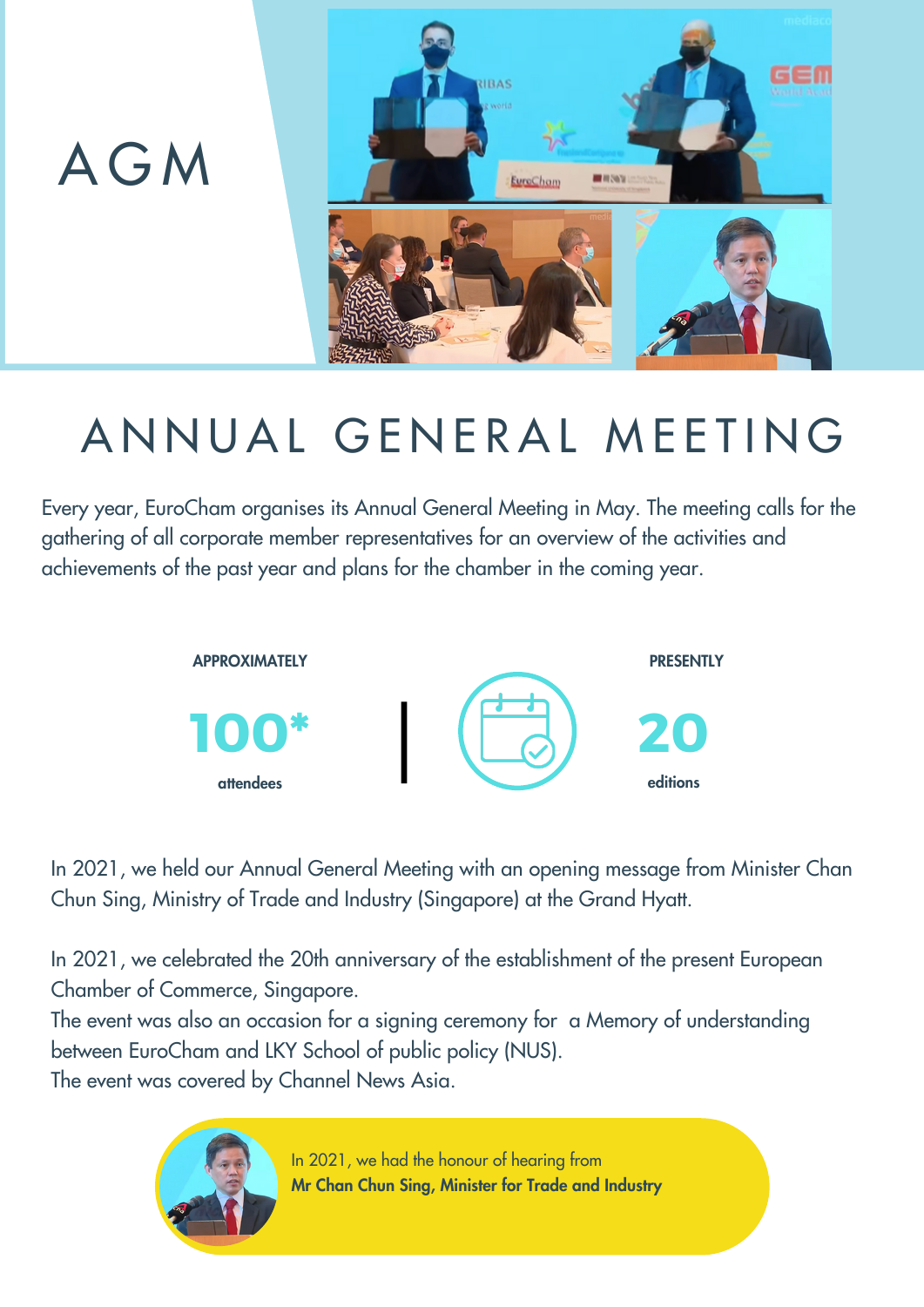# AGM

## ANNUAL GENERAL MEETING

Every year, EuroCham organises its Annual General Meeting in May. The meeting calls for the gathering of all corporate member representatives for an overview of the activities and achievements of the past year and plans for the chamber in the coming year.

**APPROXIMATELY**

**100***

**attendees**

**PRESENTLY**

**20**

**editions**

In 2021, we held our Annual General Meeting with an opening message from Minister Chan Chun Sing, Ministry of Trade and Industry (Singapore) at the Grand Hyatt.

In 2021, we celebrated the 20th anniversary of the establishment of the present European Chamber of Commerce, Singapore.
The event was also an occasion for a signing ceremony for a Memory of understanding between EuroCham and LKY School of public policy (NUS).
The event was covered by Channel News Asia.

In 2021, we had the honour of hearing from
**Mr Chan Chun Sing, Minister for Trade and Industry**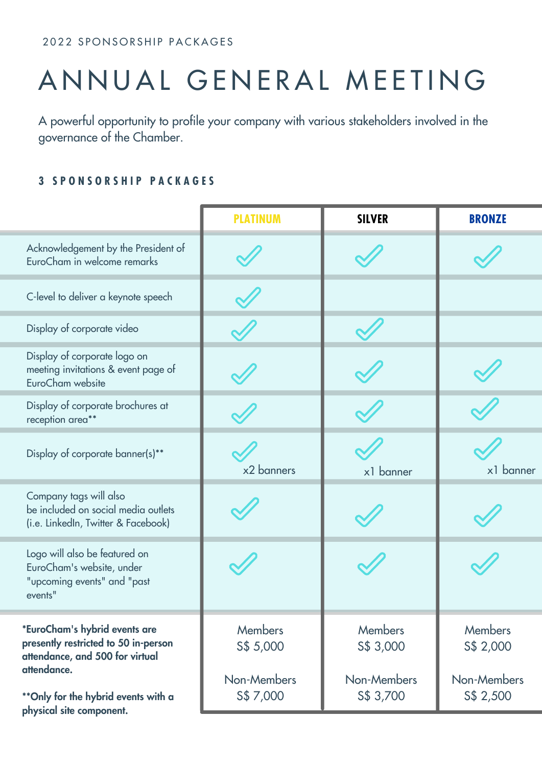2022 SPONSORSHIP PACKAGES

# ANNUAL GENERAL MEETING

A powerful opportunity to profile your company with various stakeholders involved in the governance of the Chamber.

### 3 SPONSORSHIP PACKAGES

| | PLATINUM | SILVER | BRONZE |
|---|---|---|---|
| Acknowledgement by the President of EuroCham in welcome remarks | ✓ | ✓ | ✓ |
| C-level to deliver a keynote speech | ✓ | | |
| Display of corporate video | ✓ | ✓ | |
| Display of corporate logo on meeting invitations & event page of EuroCham website | ✓ | ✓ | ✓ |
| Display of corporate brochures at reception area** | ✓ | ✓ | ✓ |
| Display of corporate banner(s)** | ✓ x2 banners | ✓ x1 banner | ✓ x1 banner |
| Company tags will also be included on social media outlets (i.e. LinkedIn, Twitter & Facebook) | ✓ | ✓ | ✓ |
| Logo will also be featured on EuroCham's website, under "upcoming events" and "past events" | ✓ | ✓ | ✓ |
| **\*EuroCham's hybrid events are presently restricted to 50 in-person attendance, and 500 for virtual attendance.** **\*\*Only for the hybrid events with a physical site component.** | Members S$ 5,000 Non-Members S$ 7,000 | Members S$ 3,000 Non-Members S$ 3,700 | Members S$ 2,000 Non-Members S$ 2,500 |